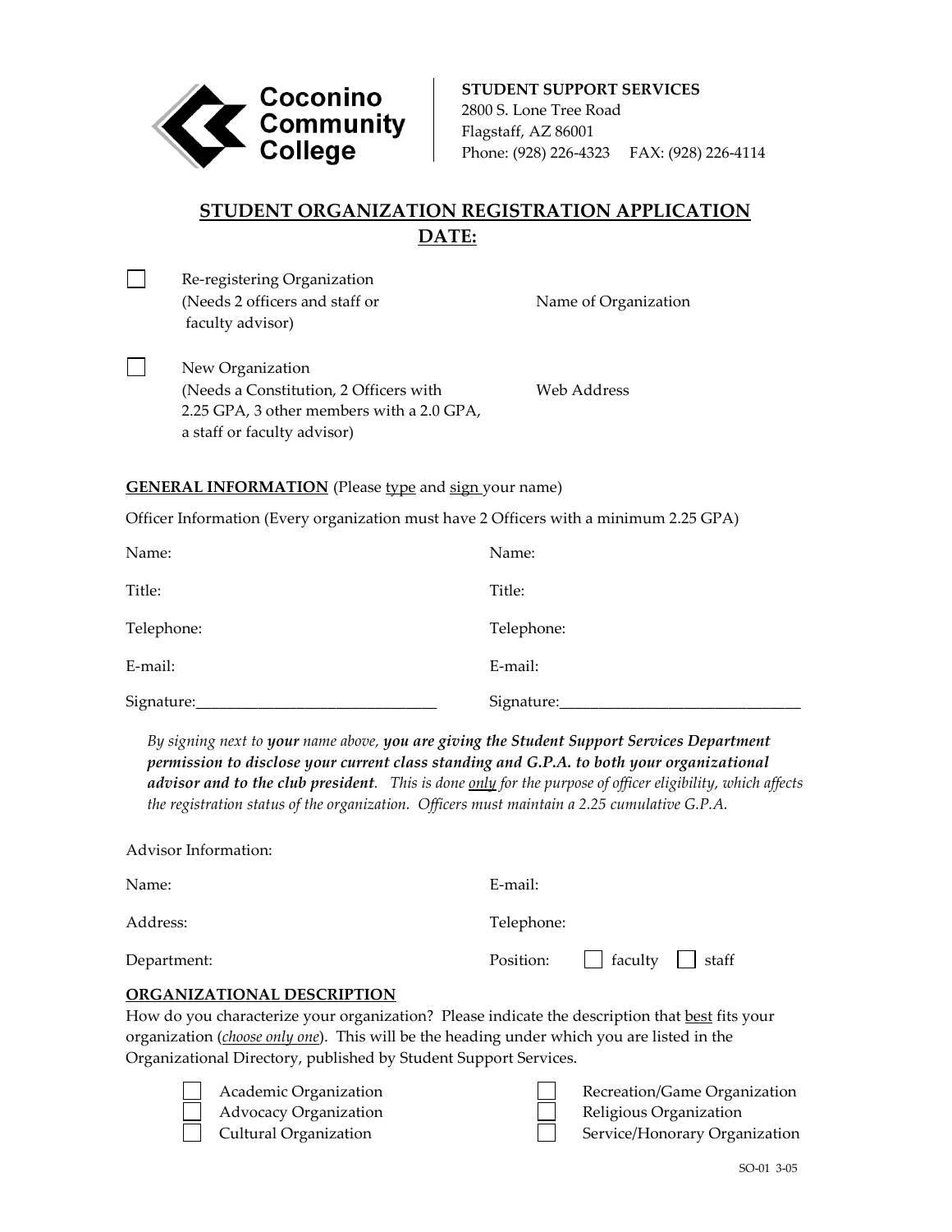**Coconino Community College**

**STUDENT SUPPORT SERVICES**
2800 S. Lone Tree Road
Flagstaff, AZ 86001
Phone: (928) 226-4323 FAX: (928) 226-4114

# STUDENT ORGANIZATION REGISTRATION APPLICATION

**DATE:**

☐ Re-registering Organization (Needs 2 officers and staff or faculty advisor)

Name of Organization

☐ New Organization (Needs a Constitution, 2 Officers with 2.25 GPA, 3 other members with a 2.0 GPA, a staff or faculty advisor)

Web Address

**GENERAL INFORMATION** (Please type and sign your name)

Officer Information (Every organization must have 2 Officers with a minimum 2.25 GPA)

| | |
|---|---|
| Name: | Name: |
| Title: | Title: |
| Telephone: | Telephone: |
| E-mail: | E-mail: |
| Signature:_______________________________ | Signature:_______________________________ |

*By signing next to **your** name above, **you are giving the Student Support Services Department permission to disclose your current class standing and G.P.A. to both your organizational advisor and to the club president**. This is done only for the purpose of officer eligibility, which affects the registration status of the organization. Officers must maintain a 2.25 cumulative G.P.A.*

Advisor Information:

| | |
|---|---|
| Name: | E-mail: |
| Address: | Telephone: |
| Department: | Position: ☐ faculty ☐ staff |

**ORGANIZATIONAL DESCRIPTION**

How do you characterize your organization? Please indicate the description that best fits your organization (*choose only one*). This will be the heading under which you are listed in the Organizational Directory, published by Student Support Services.

- ☐ Academic Organization
- ☐ Advocacy Organization
- ☐ Cultural Organization
- ☐ Recreation/Game Organization
- ☐ Religious Organization
- ☐ Service/Honorary Organization

SO-01 3-05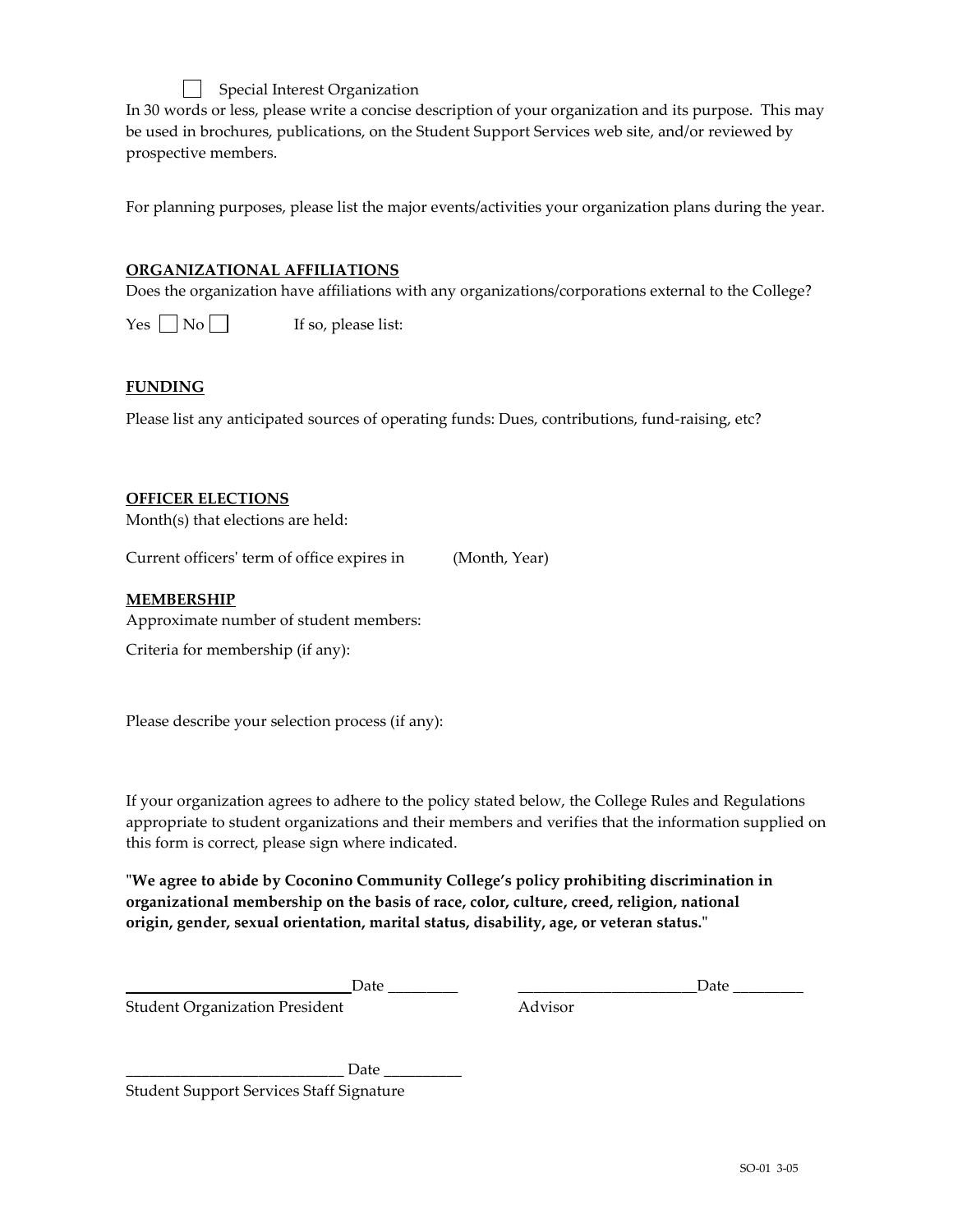☐ Special Interest Organization

In 30 words or less, please write a concise description of your organization and its purpose. This may be used in brochures, publications, on the Student Support Services web site, and/or reviewed by prospective members.

For planning purposes, please list the major events/activities your organization plans during the year.

## ORGANIZATIONAL AFFILIATIONS

Does the organization have affiliations with any organizations/corporations external to the College?

Yes ☐ No ☐ If so, please list:

## FUNDING

Please list any anticipated sources of operating funds: Dues, contributions, fund-raising, etc?

## OFFICER ELECTIONS

Month(s) that elections are held:

Current officers' term of office expires in (Month, Year)

## MEMBERSHIP

Approximate number of student members:

Criteria for membership (if any):

Please describe your selection process (if any):

If your organization agrees to adhere to the policy stated below, the College Rules and Regulations appropriate to student organizations and their members and verifies that the information supplied on this form is correct, please sign where indicated.

**"We agree to abide by Coconino Community College's policy prohibiting discrimination in organizational membership on the basis of race, color, culture, creed, religion, national origin, gender, sexual orientation, marital status, disability, age, or veteran status."**

_____________________________ Date _________ _______________________ Date _________

Student Organization President Advisor

_____________________________ Date __________

Student Support Services Staff Signature

SO-01 3-05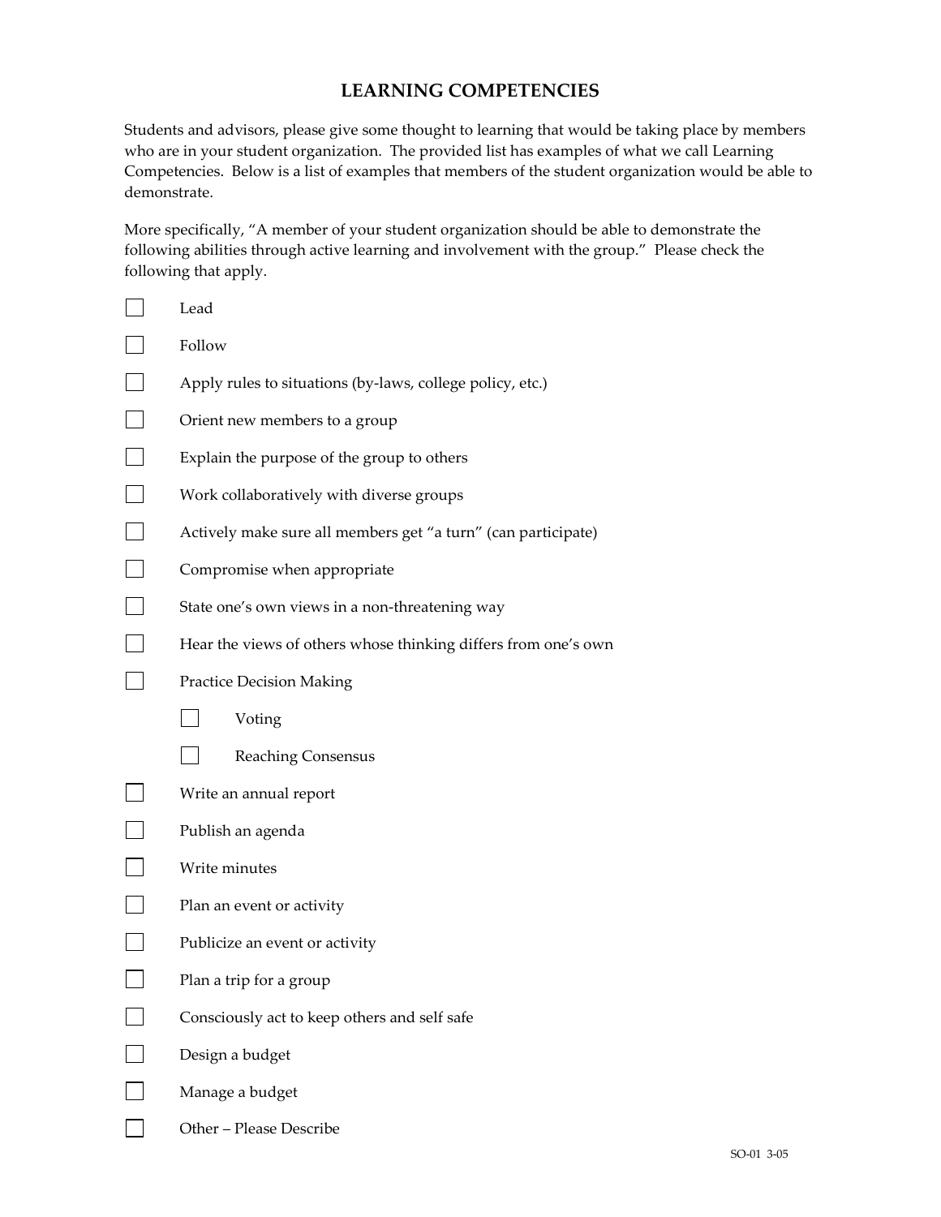# LEARNING COMPETENCIES

Students and advisors, please give some thought to learning that would be taking place by members who are in your student organization. The provided list has examples of what we call Learning Competencies. Below is a list of examples that members of the student organization would be able to demonstrate.

More specifically, "A member of your student organization should be able to demonstrate the following abilities through active learning and involvement with the group." Please check the following that apply.

- [ ] Lead
- [ ] Follow
- [ ] Apply rules to situations (by-laws, college policy, etc.)
- [ ] Orient new members to a group
- [ ] Explain the purpose of the group to others
- [ ] Work collaboratively with diverse groups
- [ ] Actively make sure all members get "a turn" (can participate)
- [ ] Compromise when appropriate
- [ ] State one's own views in a non-threatening way
- [ ] Hear the views of others whose thinking differs from one's own
- [ ] Practice Decision Making
  - [ ] Voting
  - [ ] Reaching Consensus
- [ ] Write an annual report
- [ ] Publish an agenda
- [ ] Write minutes
- [ ] Plan an event or activity
- [ ] Publicize an event or activity
- [ ] Plan a trip for a group
- [ ] Consciously act to keep others and self safe
- [ ] Design a budget
- [ ] Manage a budget
- [ ] Other – Please Describe

SO-01 3-05